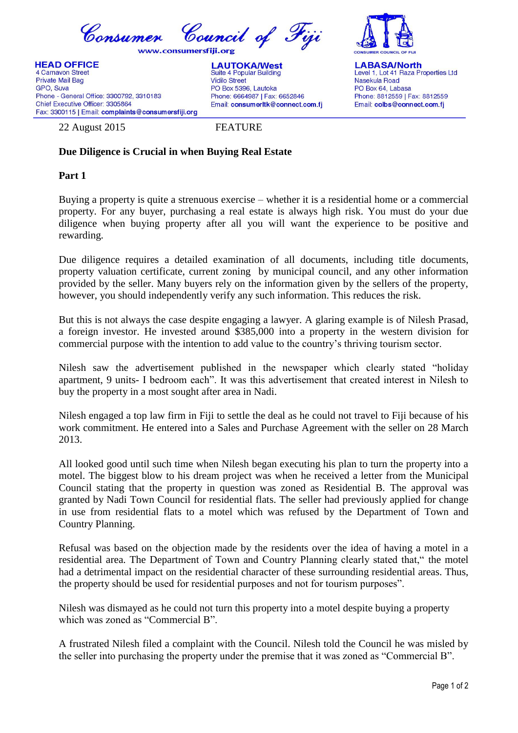# Consumer Council of Fiji

www.consumersfiji.org

**HEAD OFFICE**
4 Carnavon Street
Private Mail Bag
GPO, Suva
Phone - General Office: 3300792, 3310183
Chief Executive Officer: 3305864
Fax: 3300115 | Email: **complaints@consumersfiji.org**

**LAUTOKA/West**
Suite 4 Popular Building
Vidilo Street
PO Box 5396, Lautoka
Phone: 6664987 | Fax: 6652846
Email: **consumerltk@connect.com.fj**

**LABASA/North**
Level 1, Lot 41 Raza Properties Ltd
Nasekula Road
PO Box 64, Labasa
Phone: 8812559 | Fax: 8812559
Email: **colbs@connect.com.fj**

22 August 2015 FEATURE

**Due Diligence is Crucial in when Buying Real Estate**

**Part 1**

Buying a property is quite a strenuous exercise – whether it is a residential home or a commercial property. For any buyer, purchasing a real estate is always high risk. You must do your due diligence when buying property after all you will want the experience to be positive and rewarding.

Due diligence requires a detailed examination of all documents, including title documents, property valuation certificate, current zoning by municipal council, and any other information provided by the seller. Many buyers rely on the information given by the sellers of the property, however, you should independently verify any such information. This reduces the risk.

But this is not always the case despite engaging a lawyer. A glaring example is of Nilesh Prasad, a foreign investor. He invested around $385,000 into a property in the western division for commercial purpose with the intention to add value to the country's thriving tourism sector.

Nilesh saw the advertisement published in the newspaper which clearly stated "holiday apartment, 9 units- I bedroom each". It was this advertisement that created interest in Nilesh to buy the property in a most sought after area in Nadi.

Nilesh engaged a top law firm in Fiji to settle the deal as he could not travel to Fiji because of his work commitment. He entered into a Sales and Purchase Agreement with the seller on 28 March 2013.

All looked good until such time when Nilesh began executing his plan to turn the property into a motel. The biggest blow to his dream project was when he received a letter from the Municipal Council stating that the property in question was zoned as Residential B. The approval was granted by Nadi Town Council for residential flats. The seller had previously applied for change in use from residential flats to a motel which was refused by the Department of Town and Country Planning.

Refusal was based on the objection made by the residents over the idea of having a motel in a residential area. The Department of Town and Country Planning clearly stated that," the motel had a detrimental impact on the residential character of these surrounding residential areas. Thus, the property should be used for residential purposes and not for tourism purposes".

Nilesh was dismayed as he could not turn this property into a motel despite buying a property which was zoned as "Commercial B".

A frustrated Nilesh filed a complaint with the Council. Nilesh told the Council he was misled by the seller into purchasing the property under the premise that it was zoned as "Commercial B".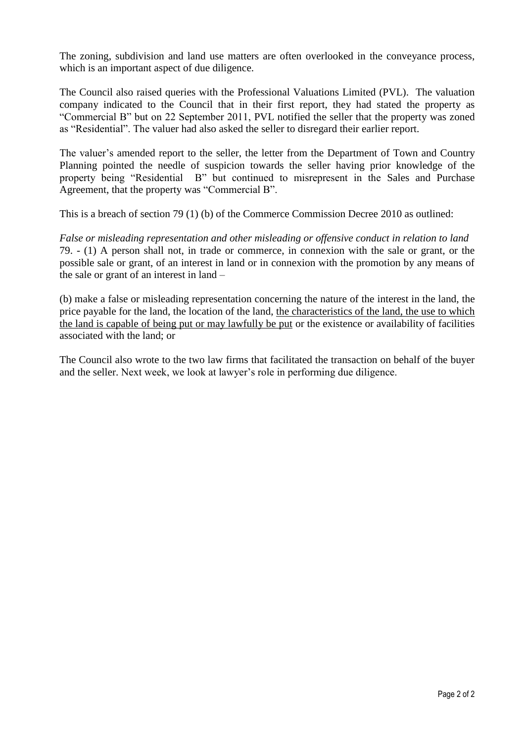The zoning, subdivision and land use matters are often overlooked in the conveyance process, which is an important aspect of due diligence.

The Council also raised queries with the Professional Valuations Limited (PVL). The valuation company indicated to the Council that in their first report, they had stated the property as "Commercial B" but on 22 September 2011, PVL notified the seller that the property was zoned as "Residential". The valuer had also asked the seller to disregard their earlier report.

The valuer's amended report to the seller, the letter from the Department of Town and Country Planning pointed the needle of suspicion towards the seller having prior knowledge of the property being "Residential B" but continued to misrepresent in the Sales and Purchase Agreement, that the property was "Commercial B".

This is a breach of section 79 (1) (b) of the Commerce Commission Decree 2010 as outlined:

*False or misleading representation and other misleading or offensive conduct in relation to land*
79. - (1) A person shall not, in trade or commerce, in connexion with the sale or grant, or the possible sale or grant, of an interest in land or in connexion with the promotion by any means of the sale or grant of an interest in land –

(b) make a false or misleading representation concerning the nature of the interest in the land, the price payable for the land, the location of the land, <u>the characteristics of the land, the use to which the land is capable of being put or may lawfully be put</u> or the existence or availability of facilities associated with the land; or

The Council also wrote to the two law firms that facilitated the transaction on behalf of the buyer and the seller. Next week, we look at lawyer's role in performing due diligence.